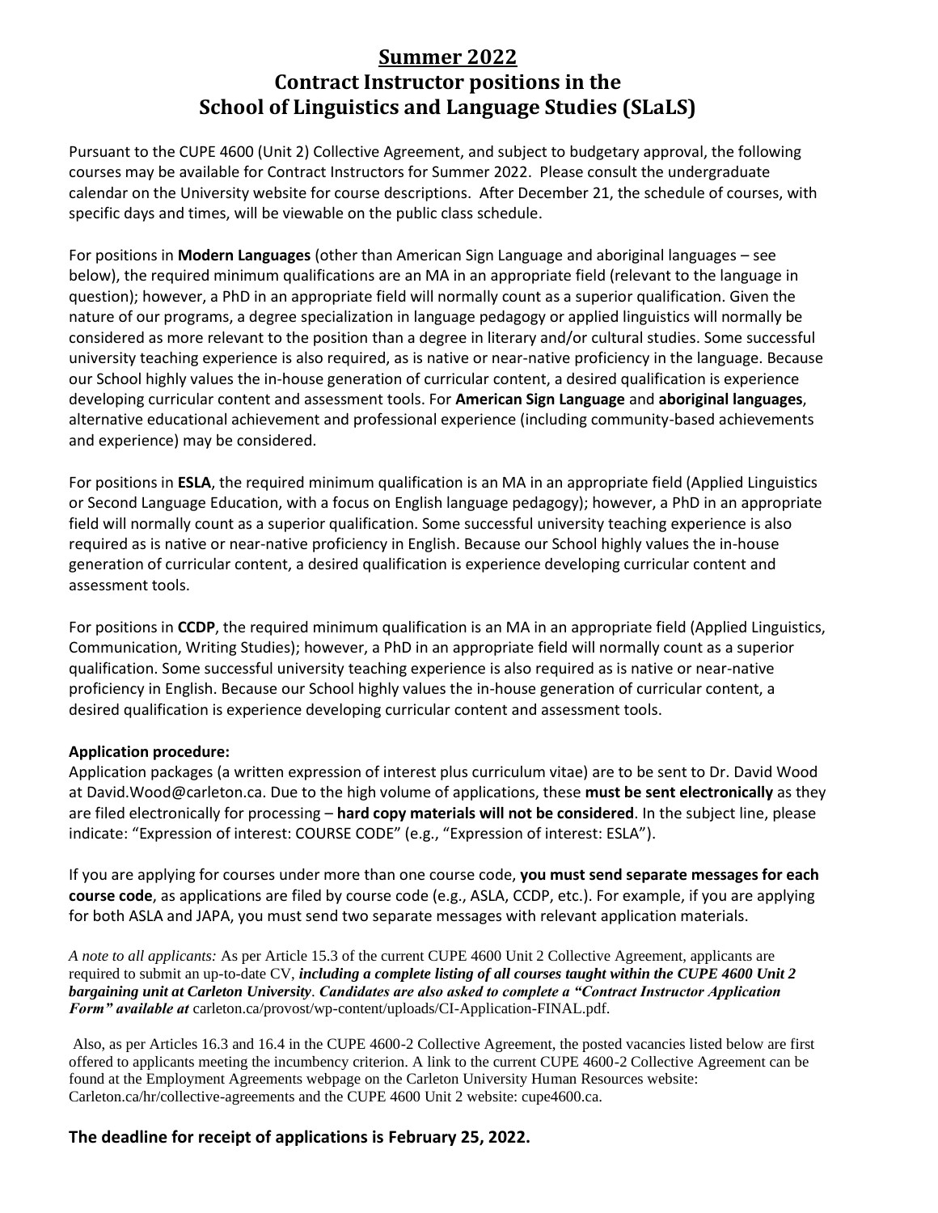# Summer 2022
# Contract Instructor positions in the School of Linguistics and Language Studies (SLaLS)

Pursuant to the CUPE 4600 (Unit 2) Collective Agreement, and subject to budgetary approval, the following courses may be available for Contract Instructors for Summer 2022. Please consult the undergraduate calendar on the University website for course descriptions. After December 21, the schedule of courses, with specific days and times, will be viewable on the public class schedule.

For positions in **Modern Languages** (other than American Sign Language and aboriginal languages – see below), the required minimum qualifications are an MA in an appropriate field (relevant to the language in question); however, a PhD in an appropriate field will normally count as a superior qualification. Given the nature of our programs, a degree specialization in language pedagogy or applied linguistics will normally be considered as more relevant to the position than a degree in literary and/or cultural studies. Some successful university teaching experience is also required, as is native or near-native proficiency in the language. Because our School highly values the in-house generation of curricular content, a desired qualification is experience developing curricular content and assessment tools. For **American Sign Language** and **aboriginal languages**, alternative educational achievement and professional experience (including community-based achievements and experience) may be considered.

For positions in **ESLA**, the required minimum qualification is an MA in an appropriate field (Applied Linguistics or Second Language Education, with a focus on English language pedagogy); however, a PhD in an appropriate field will normally count as a superior qualification. Some successful university teaching experience is also required as is native or near-native proficiency in English. Because our School highly values the in-house generation of curricular content, a desired qualification is experience developing curricular content and assessment tools.

For positions in **CCDP**, the required minimum qualification is an MA in an appropriate field (Applied Linguistics, Communication, Writing Studies); however, a PhD in an appropriate field will normally count as a superior qualification. Some successful university teaching experience is also required as is native or near-native proficiency in English. Because our School highly values the in-house generation of curricular content, a desired qualification is experience developing curricular content and assessment tools.

**Application procedure:**
Application packages (a written expression of interest plus curriculum vitae) are to be sent to Dr. David Wood at David.Wood@carleton.ca. Due to the high volume of applications, these **must be sent electronically** as they are filed electronically for processing – **hard copy materials will not be considered**. In the subject line, please indicate: "Expression of interest: COURSE CODE" (e.g., "Expression of interest: ESLA").

If you are applying for courses under more than one course code, **you must send separate messages for each course code**, as applications are filed by course code (e.g., ASLA, CCDP, etc.). For example, if you are applying for both ASLA and JAPA, you must send two separate messages with relevant application materials.

*A note to all applicants:* As per Article 15.3 of the current CUPE 4600 Unit 2 Collective Agreement, applicants are required to submit an up-to-date CV, ***including a complete listing of all courses taught within the CUPE 4600 Unit 2 bargaining unit at Carleton University. Candidates are also asked to complete a "Contract Instructor Application Form" available at*** carleton.ca/provost/wp-content/uploads/CI-Application-FINAL.pdf.

Also, as per Articles 16.3 and 16.4 in the CUPE 4600-2 Collective Agreement, the posted vacancies listed below are first offered to applicants meeting the incumbency criterion. A link to the current CUPE 4600-2 Collective Agreement can be found at the Employment Agreements webpage on the Carleton University Human Resources website: Carleton.ca/hr/collective-agreements and the CUPE 4600 Unit 2 website: cupe4600.ca.

### The deadline for receipt of applications is February 25, 2022.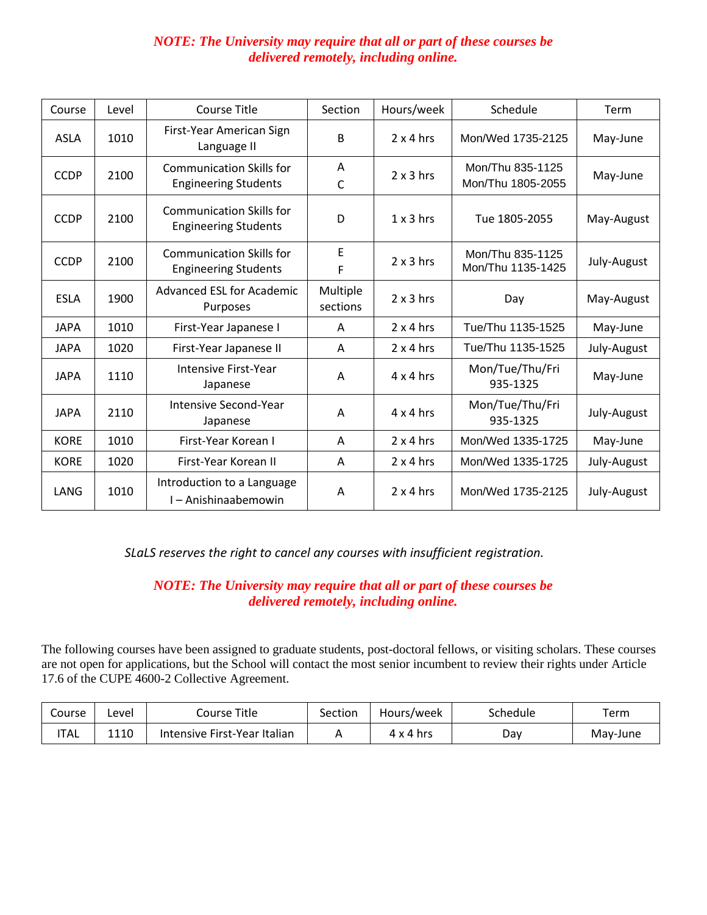***NOTE: The University may require that all or part of these courses be delivered remotely, including online.***

| Course | Level | Course Title | Section | Hours/week | Schedule | Term |
|---|---|---|---|---|---|---|
| ASLA | 1010 | First-Year American Sign Language II | B | 2 x 4 hrs | Mon/Wed 1735-2125 | May-June |
| CCDP | 2100 | Communication Skills for Engineering Students | A<br>C | 2 x 3 hrs | Mon/Thu 835-1125<br>Mon/Thu 1805-2055 | May-June |
| CCDP | 2100 | Communication Skills for Engineering Students | D | 1 x 3 hrs | Tue 1805-2055 | May-August |
| CCDP | 2100 | Communication Skills for Engineering Students | E<br>F | 2 x 3 hrs | Mon/Thu 835-1125<br>Mon/Thu 1135-1425 | July-August |
| ESLA | 1900 | Advanced ESL for Academic Purposes | Multiple sections | 2 x 3 hrs | Day | May-August |
| JAPA | 1010 | First-Year Japanese I | A | 2 x 4 hrs | Tue/Thu 1135-1525 | May-June |
| JAPA | 1020 | First-Year Japanese II | A | 2 x 4 hrs | Tue/Thu 1135-1525 | July-August |
| JAPA | 1110 | Intensive First-Year Japanese | A | 4 x 4 hrs | Mon/Tue/Thu/Fri 935-1325 | May-June |
| JAPA | 2110 | Intensive Second-Year Japanese | A | 4 x 4 hrs | Mon/Tue/Thu/Fri 935-1325 | July-August |
| KORE | 1010 | First-Year Korean I | A | 2 x 4 hrs | Mon/Wed 1335-1725 | May-June |
| KORE | 1020 | First-Year Korean II | A | 2 x 4 hrs | Mon/Wed 1335-1725 | July-August |
| LANG | 1010 | Introduction to a Language I – Anishinaabemowin | A | 2 x 4 hrs | Mon/Wed 1735-2125 | July-August |

*SLaLS reserves the right to cancel any courses with insufficient registration.*

***NOTE: The University may require that all or part of these courses be delivered remotely, including online.***

The following courses have been assigned to graduate students, post-doctoral fellows, or visiting scholars. These courses are not open for applications, but the School will contact the most senior incumbent to review their rights under Article 17.6 of the CUPE 4600-2 Collective Agreement.

| Course | Level | Course Title | Section | Hours/week | Schedule | Term |
|---|---|---|---|---|---|---|
| ITAL | 1110 | Intensive First-Year Italian | A | 4 x 4 hrs | Day | May-June |